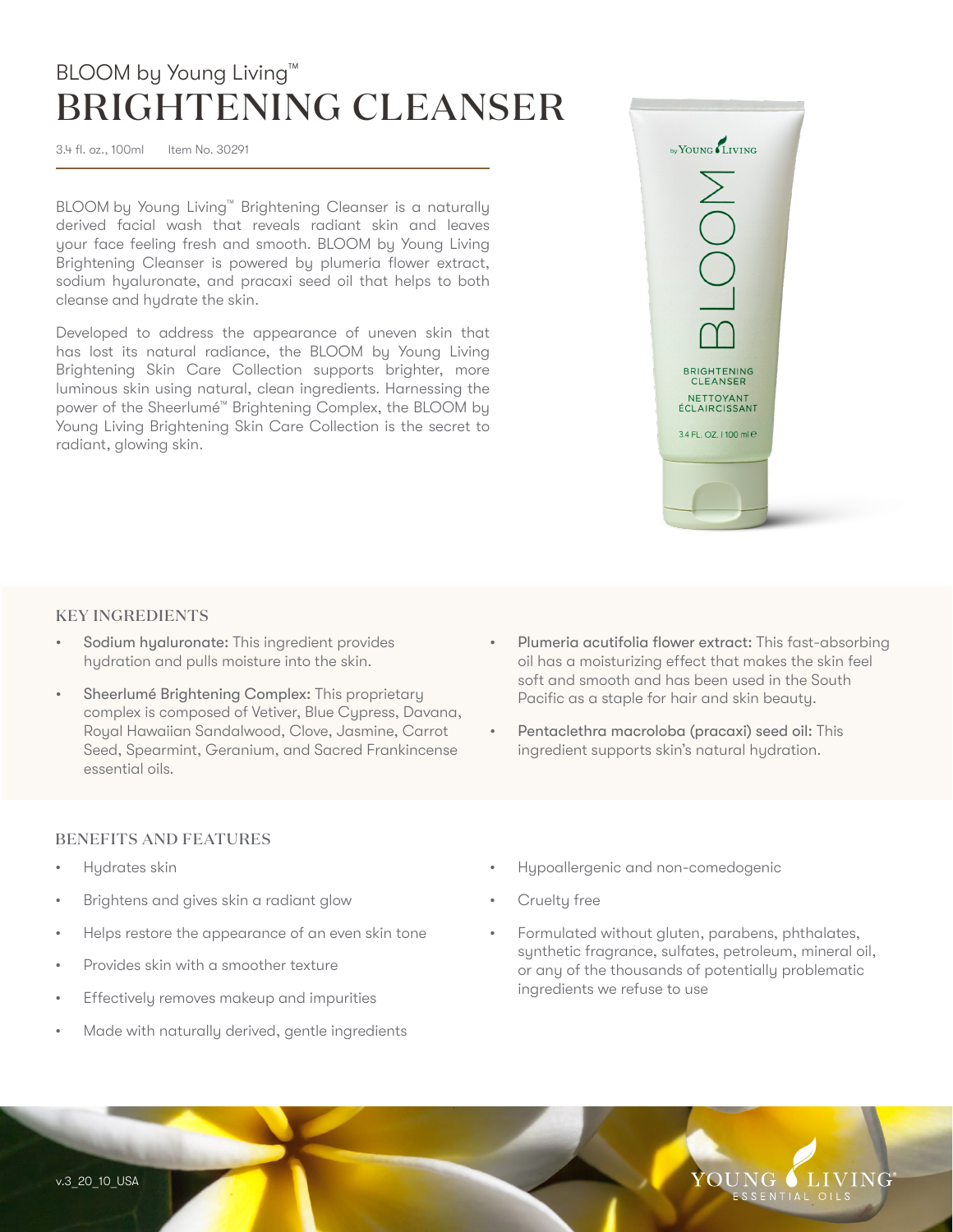BLOOM by Young Living™

# BRIGHTENING CLEANSER

3.4 fl. oz., 100ml    Item No. 30291

BLOOM by Young Living™ Brightening Cleanser is a naturally derived facial wash that reveals radiant skin and leaves your face feeling fresh and smooth. BLOOM by Young Living Brightening Cleanser is powered by plumeria flower extract, sodium hyaluronate, and pracaxi seed oil that helps to both cleanse and hydrate the skin.

Developed to address the appearance of uneven skin that has lost its natural radiance, the BLOOM by Young Living Brightening Skin Care Collection supports brighter, more luminous skin using natural, clean ingredients. Harnessing the power of the Sheerlumé™ Brightening Complex, the BLOOM by Young Living Brightening Skin Care Collection is the secret to radiant, glowing skin.

## KEY INGREDIENTS

- Sodium hyaluronate: This ingredient provides hydration and pulls moisture into the skin.
- Sheerlumé Brightening Complex: This proprietary complex is composed of Vetiver, Blue Cypress, Davana, Royal Hawaiian Sandalwood, Clove, Jasmine, Carrot Seed, Spearmint, Geranium, and Sacred Frankincense essential oils.
- Plumeria acutifolia flower extract: This fast-absorbing oil has a moisturizing effect that makes the skin feel soft and smooth and has been used in the South Pacific as a staple for hair and skin beauty.
- Pentaclethra macroloba (pracaxi) seed oil: This ingredient supports skin's natural hydration.

## BENEFITS AND FEATURES

- Hydrates skin
- Brightens and gives skin a radiant glow
- Helps restore the appearance of an even skin tone
- Provides skin with a smoother texture
- Effectively removes makeup and impurities
- Made with naturally derived, gentle ingredients
- Hypoallergenic and non-comedogenic
- Cruelty free
- Formulated without gluten, parabens, phthalates, synthetic fragrance, sulfates, petroleum, mineral oil, or any of the thousands of potentially problematic ingredients we refuse to use

v.3_20_10_USA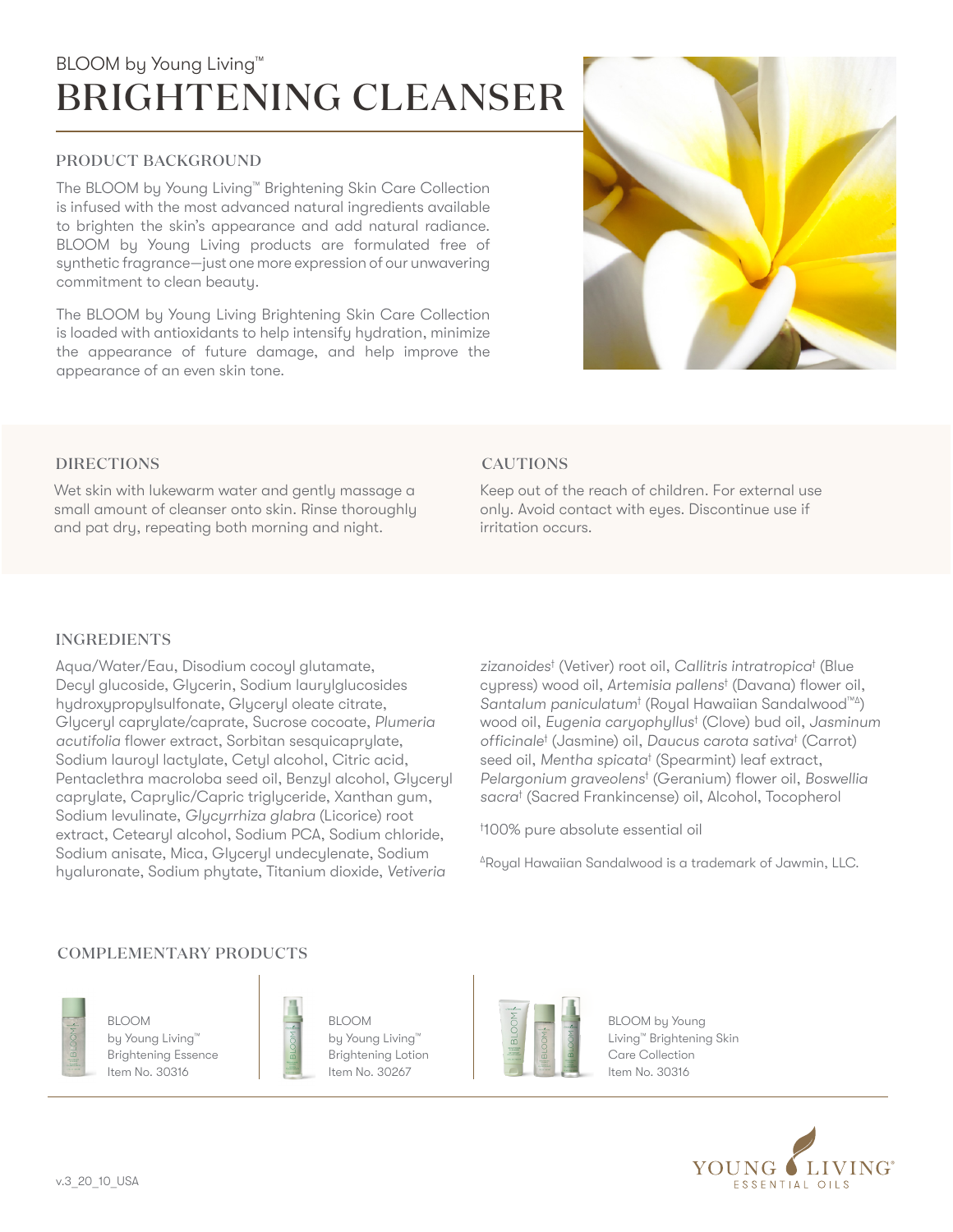BLOOM by Young Living™

# BRIGHTENING CLEANSER

## PRODUCT BACKGROUND

The BLOOM by Young Living™ Brightening Skin Care Collection is infused with the most advanced natural ingredients available to brighten the skin's appearance and add natural radiance. BLOOM by Young Living products are formulated free of synthetic fragrance—just one more expression of our unwavering commitment to clean beauty.

The BLOOM by Young Living Brightening Skin Care Collection is loaded with antioxidants to help intensify hydration, minimize the appearance of future damage, and help improve the appearance of an even skin tone.

## DIRECTIONS

Wet skin with lukewarm water and gently massage a small amount of cleanser onto skin. Rinse thoroughly and pat dry, repeating both morning and night.

## CAUTIONS

Keep out of the reach of children. For external use only. Avoid contact with eyes. Discontinue use if irritation occurs.

## INGREDIENTS

Aqua/Water/Eau, Disodium cocoyl glutamate, Decyl glucoside, Glycerin, Sodium laurylglucosides hydroxypropylsulfonate, Glyceryl oleate citrate, Glyceryl caprylate/caprate, Sucrose cocoate, *Plumeria acutifolia* flower extract, Sorbitan sesquicaprylate, Sodium lauroyl lactylate, Cetyl alcohol, Citric acid, Pentaclethra macroloba seed oil, Benzyl alcohol, Glyceryl caprylate, Caprylic/Capric triglyceride, Xanthan gum, Sodium levulinate, *Glycyrrhiza glabra* (Licorice) root extract, Cetearyl alcohol, Sodium PCA, Sodium chloride, Sodium anisate, Mica, Glyceryl undecylenate, Sodium hyaluronate, Sodium phytate, Titanium dioxide, *Vetiveria zizanoides*† (Vetiver) root oil, *Callitris intratropica*† (Blue cypress) wood oil, *Artemisia pallens*† (Davana) flower oil, *Santalum paniculatum*† (Royal Hawaiian Sandalwood™Δ) wood oil, *Eugenia caryophyllus*† (Clove) bud oil, *Jasminum officinale*† (Jasmine) oil, *Daucus carota sativa*† (Carrot) seed oil, *Mentha spicata*† (Spearmint) leaf extract, *Pelargonium graveolens*† (Geranium) flower oil, *Boswellia sacra*† (Sacred Frankincense) oil, Alcohol, Tocopherol

†100% pure absolute essential oil

ΔRoyal Hawaiian Sandalwood is a trademark of Jawmin, LLC.

## COMPLEMENTARY PRODUCTS

BLOOM by Young Living™ Brightening Essence Item No. 30316

BLOOM by Young Living™ Brightening Lotion Item No. 30267

BLOOM by Young Living™ Brightening Skin Care Collection Item No. 30316

v.3_20_10_USA